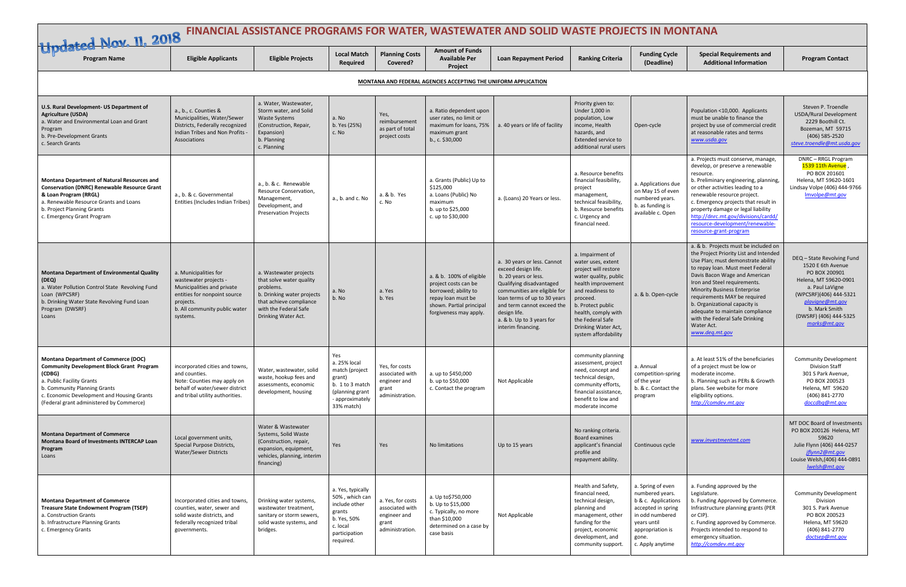# Updated Nov. 11, 2018

# FINANCIAL ASSISTANCE PROGRAMS FOR WATER, WASTEWATER AND SOLID WASTE PROJECTS IN MONTANA

| Program Name | Eligible Applicants | Eligible Projects | Local Match Required | Planning Costs Covered? | Amount of Funds Available Per Project | Loan Repayment Period | Ranking Criteria | Funding Cycle (Deadline) | Special Requirements and Additional Information | Program Contact |
|---|---|---|---|---|---|---|---|---|---|---|
| **MONTANA AND FEDERAL AGENCIES ACCEPTING THE UNIFORM APPLICATION** | | | | | | | | | | |
| **U.S. Rural Development- US Department of Agriculture (USDA)** a. Water and Environmental Loan and Grant Program b. Pre-Development Grants c. Search Grants | a., b., c. Counties & Municipalities, Water/Sewer Districts, Federally recognized Indian Tribes and Non Profits - Associations | a. Water, Wastewater, Storm water, and Solid Waste Systems (Construction, Repair, Expansion) b. Planning c. Planning | a. No b. Yes (25%) c. No | Yes, reimbursement as part of total project costs | a. Ratio dependent upon user rates, no limit or maximum for loans, 75% maximum grant b., c. $30,000 | a. 40 years or life of facility | Priority given to: Under 1,000 in population, Low income, Health hazards, and Extended service to additional rural users | Open-cycle | Population <10,000. Applicants must be unable to finance the project by use of commercial credit at reasonable rates and terms www.usda.gov | Steven P. Troendle USDA/Rural Development 2229 Boothill Ct. Bozeman, MT 59715 (406) 585-2520 steve.troendle@mt.usda.gov |
| **Montana Department of Natural Resources and Conservation (DNRC) Renewable Resource Grant & Loan Program (RRGL)** a. Renewable Resource Grants and Loans b. Project Planning Grants c. Emergency Grant Program | a., b. & c. Governmental Entities (Includes Indian Tribes) | a., b. & c. Renewable Resource Conservation, Management, Development, and Preservation Projects | a., b. and c. No | a. & b. Yes c. No | a. Grants (Public) Up to $125,000 a. Loans (Public) No maximum b. up to $25,000 c. up to $30,000 | a. (Loans) 20 Years or less. | a. Resource benefits financial feasibility, project management, technical feasibility, b. Resource benefits c. Urgency and financial need. | a. Applications due on May 15 of even numbered years. b. as funding is available c. Open | a. Projects must conserve, manage, develop, or preserve a renewable resource. b. Preliminary engineering, planning, or other activities leading to a renewable resource project. c. Emergency projects that result in property damage or legal liability http://dnrc.mt.gov/divisions/cardd/resource-development/renewable-resource-grant-program | DNRC – RRGL Program 1539 11th Avenue , PO BOX 201601 Helena, MT 59620-1601 Lindsay Volpe (406) 444-9766 lmvolpe@mt.gov |
| **Montana Department of Environmental Quality (DEQ)** a. Water Pollution Control State Revolving Fund Loan (WPCSRF) b. Drinking Water State Revolving Fund Loan Program (DWSRF) Loans | a. Municipalities for wastewater projects - Municipalities and private entities for nonpoint source projects. b. All community public water systems. | a. Wastewater projects that solve water quality problems. b. Drinking water projects that achieve compliance with the Federal Safe Drinking Water Act. | a. No b. No | a. Yes b. Yes | a. & b. 100% of eligible project costs can be borrowed; ability to repay loan must be shown. Partial principal forgiveness may apply. | a. 30 years or less. Cannot exceed design life. b. 20 years or less. Qualifying disadvantaged communities are eligible for loan terms of up to 30 years and term cannot exceed the design life. a. & b. Up to 3 years for interim financing. | a. Impairment of water uses, extent project will restore water quality, public health improvement and readiness to proceed. b. Protect public health, comply with the Federal Safe Drinking Water Act, system affordability | a. & b. Open-cycle | a. & b. Projects must be included on the Project Priority List and Intended Use Plan; must demonstrate ability to repay loan. Must meet Federal Davis Bacon Wage and American Iron and Steel requirements. Minority Business Enterprise requirements MAY be required b. Organizational capacity is adequate to maintain compliance with the Federal Safe Drinking Water Act. www.deq.mt.gov | DEQ – State Revolving Fund 1520 E 6th Avenue PO BOX 200901 Helena, MT 59620-0901 a. Paul LaVigne (WPCSRF)(406) 444-5321 plavigne@mt.gov b. Mark Smith (DWSRF) (406) 444-5325 marks@mt.gov |
| **Montana Department of Commerce (DOC) Community Development Block Grant Program (CDBG)** a. Public Facility Grants b. Community Planning Grants c. Economic Development and Housing Grants (Federal grant administered by Commerce) | incorporated cities and towns, and counties. Note: Counties may apply on behalf of water/sewer district and tribal utility authorities. | Water, wastewater, solid waste, hookup fees and assessments, economic development, housing | Yes a. 25% local match (project grant) b. 1 to 3 match (planning grant - approximately 33% match) | Yes, for costs associated with engineer and grant administration. | a. up to $450,000 b. up to $50,000 c. Contact the program | Not Applicable | community planning assessment, project need, concept and technical design, community efforts, financial assistance, benefit to low and moderate income | a. Annual competition-spring of the year b. & c. Contact the program | a. At least 51% of the beneficiaries of a project must be low or moderate income. b. Planning such as PERs & Growth plans. See website for more eligibility options. http://comdev.mt.gov | Community Development Division Staff 301 S Park Avenue, PO BOX 200523 Helena, MT 59620 (406) 841-2770 doccdbg@mt.gov |
| **Montana Department of Commerce Montana Board of Investments INTERCAP Loan Program** Loans | Local government units, Special Purpose Districts, Water/Sewer Districts | Water & Wastewater Systems, Solid Waste (Construction, repair, expansion, equipment, vehicles, planning, interim financing) | Yes | Yes | No limitations | Up to 15 years | No ranking criteria. Board examines applicant's financial profile and repayment ability. | Continuous cycle | www.investmentmt.com | MT DOC Board of Investments PO BOX 200126 Helena, MT 59620 Julie Flynn (406) 444-0257 jflynn2@mt.gov Louise Welsh,(406) 444-0891 lwelsh@mt.gov |
| **Montana Department of Commerce Treasure State Endowment Program (TSEP)** a. Construction Grants b. Infrastructure Planning Grants c. Emergency Grants | Incorporated cities and towns, counties, water, sewer and solid waste districts, and federally recognized tribal governments. | Drinking water systems, wastewater treatment, sanitary or storm sewers, solid waste systems, and bridges. | a. Yes, typically 50% , which can include other grants b. Yes, 50% c. local participation required. | a. Yes, for costs associated with engineer and grant administration. | a. Up to$750,000 b. Up to $15,000 c. Typically, no more than $10,000 determined on a case by case basis | Not Applicable | Health and Safety, financial need, technical design, planning and management, other funding for the project, economic development, and community support. | a. Spring of even numbered years. b & c. Applications accepted in spring in odd numbered years until appropriation is gone. c. Apply anytime | a. Funding approved by the Legislature. b. Funding Approved by Commerce. Infrastructure planning grants (PER or CIP). c. Funding approved by Commerce. Projects intended to respond to emergency situation. http://comdev.mt.gov | Community Development Division 301 S. Park Avenue PO BOX 200523 Helena, MT 59620 (406) 841-2770 doctsep@mt.gov |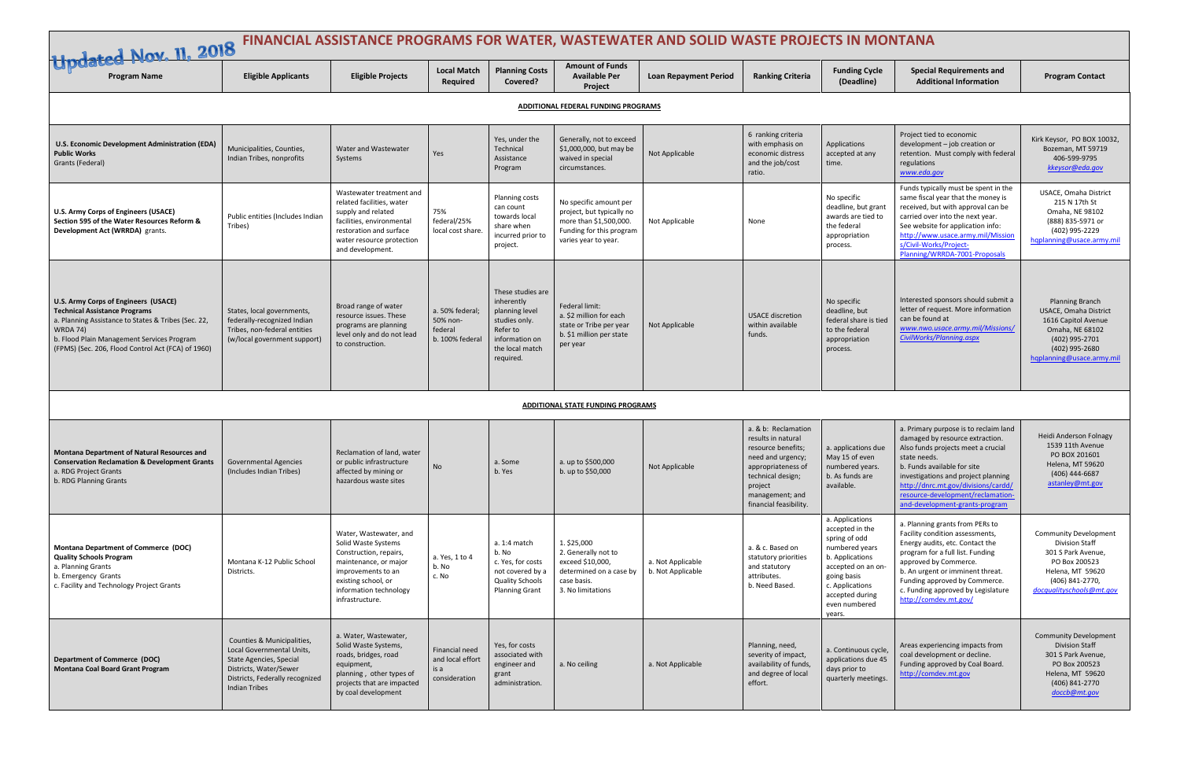# FINANCIAL ASSISTANCE PROGRAMS FOR WATER, WASTEWATER AND SOLID WASTE PROJECTS IN MONTANA

Updated Nov. 11, 2018

| Program Name | Eligible Applicants | Eligible Projects | Local Match Required | Planning Costs Covered? | Amount of Funds Available Per Project | Loan Repayment Period | Ranking Criteria | Funding Cycle (Deadline) | Special Requirements and Additional Information | Program Contact |
|---|---|---|---|---|---|---|---|---|---|---|
| **ADDITIONAL FEDERAL FUNDING PROGRAMS** | | | | | | | | | | |
| **U.S. Economic Development Administration (EDA) Public Works** Grants (Federal) | Municipalities, Counties, Indian Tribes, nonprofits | Water and Wastewater Systems | Yes | Yes, under the Technical Assistance Program | Generally, not to exceed $1,000,000, but may be waived in special circumstances. | Not Applicable | 6 ranking criteria with emphasis on economic distress and the job/cost ratio. | Applications accepted at any time. | Project tied to economic development – job creation or retention. Must comply with federal regulations *www.eda.gov* | Kirk Keysor, PO BOX 10032, Bozeman, MT 59719 406-599-9795 *kkeysor@eda.gov* |
| **U.S. Army Corps of Engineers (USACE) Section 595 of the Water Resources Reform & Development Act (WRRDA)** grants. | Public entities (Includes Indian Tribes) | Wastewater treatment and related facilities, water supply and related facilities, environmental restoration and surface water resource protection and development. | 75% federal/25% local cost share. | Planning costs can count towards local share when incurred prior to project. | No specific amount per project, but typically no more than $1,500,000. Funding for this program varies year to year. | Not Applicable | None | No specific deadline, but grant awards are tied to the federal appropriation process. | Funds typically must be spent in the same fiscal year that the money is received, but with approval can be carried over into the next year. See website for application info: http://www.usace.army.mil/Missions/Civil-Works/Project-Planning/WRRDA-7001-Proposals | USACE, Omaha District 215 N 17th St Omaha, NE 98102 (888) 835-5971 or (402) 995-2229 hqplanning@usace.army.mil |
| **U.S. Army Corps of Engineers (USACE) Technical Assistance Programs** a. Planning Assistance to States & Tribes (Sec. 22, WRDA 74) b. Flood Plain Management Services Program (FPMS) (Sec. 206, Flood Control Act (FCA) of 1960) | States, local governments, federally-recognized Indian Tribes, non-federal entities (w/local government support) | Broad range of water resource issues. These programs are planning level only and do not lead to construction. | a. 50% federal; 50% non-federal b. 100% federal | These studies are inherently planning level studies only. Refer to information on the local match required. | Federal limit: a. $2 million for each state or Tribe per year b. $1 million per state per year | Not Applicable | USACE discretion within available funds. | No specific deadline, but federal share is tied to the federal appropriation process. | Interested sponsors should submit a letter of request. More information can be found at *www.nwo.usace.army.mil/Missions/CivilWorks/Planning.aspx* | Planning Branch USACE, Omaha District 1616 Capitol Avenue Omaha, NE 68102 (402) 995-2701 (402) 995-2680 hqplanning@usace.army.mil |
| **ADDITIONAL STATE FUNDING PROGRAMS** | | | | | | | | | | |
| **Montana Department of Natural Resources and Conservation Reclamation & Development Grants** a. RDG Project Grants b. RDG Planning Grants | Governmental Agencies (Includes Indian Tribes) | Reclamation of land, water or public infrastructure affected by mining or hazardous waste sites | No | a. Some b. Yes | a. up to $500,000 b. up to $50,000 | Not Applicable | a. & b: Reclamation results in natural resource benefits; need and urgency; appropriateness of technical design; project management; and financial feasibility. | a. applications due May 15 of even numbered years. b. As funds are available. | a. Primary purpose is to reclaim land damaged by resource extraction. Also funds projects meet a crucial state needs. b. Funds available for site investigations and project planning http://dnrc.mt.gov/divisions/cardd/resource-development/reclamation-and-development-grants-program | Heidi Anderson Folnagy 1539 11th Avenue PO BOX 201601 Helena, MT 59620 (406) 444-6687 astanley@mt.gov |
| **Montana Department of Commerce (DOC) Quality Schools Program** a. Planning Grants b. Emergency Grants c. Facility and Technology Project Grants | Montana K-12 Public School Districts. | Water, Wastewater, and Solid Waste Systems Construction, repairs, maintenance, or major improvements to an existing school, or information technology infrastructure. | a. Yes, 1 to 4 b. No c. No | a. 1:4 match b. No c. Yes, for costs not covered by a Quality Schools Planning Grant | 1. $25,000 2. Generally not to exceed $10,000, determined on a case by case basis. 3. No limitations | a. Not Applicable b. Not Applicable | a. & c. Based on statutory priorities and statutory attributes. b. Need Based. | a. Applications accepted in the spring of odd numbered years b. Applications accepted on an on-going basis c. Applications accepted during even numbered years. | a. Planning grants from PERs to Facility condition assessments, Energy audits, etc. Contact the program for a full list. Funding approved by Commerce. b. An urgent or imminent threat. Funding approved by Commerce. c. Funding approved by Legislature http://comdev.mt.gov/ | Community Development Division Staff 301 S Park Avenue, PO Box 200523 Helena, MT 59620 (406) 841-2770, *docqualityschools@mt.gov* |
| **Department of Commerce (DOC) Montana Coal Board Grant Program** | Counties & Municipalities, Local Governmental Units, State Agencies, Special Districts, Water/Sewer Districts, Federally recognized Indian Tribes | a. Water, Wastewater, Solid Waste Systems, roads, bridges, road equipment, planning , other types of projects that are impacted by coal development | Financial need and local effort is a consideration | Yes, for costs associated with engineer and grant administration. | a. No ceiling | a. Not Applicable | Planning, need, severity of impact, availability of funds, and degree of local effort. | a. Continuous cycle, applications due 45 days prior to quarterly meetings. | Areas experiencing impacts from coal development or decline. Funding approved by Coal Board. http://comdev.mt.gov | Community Development Division Staff 301 S Park Avenue, PO Box 200523 Helena, MT 59620 (406) 841-2770 *doccb@mt.gov* |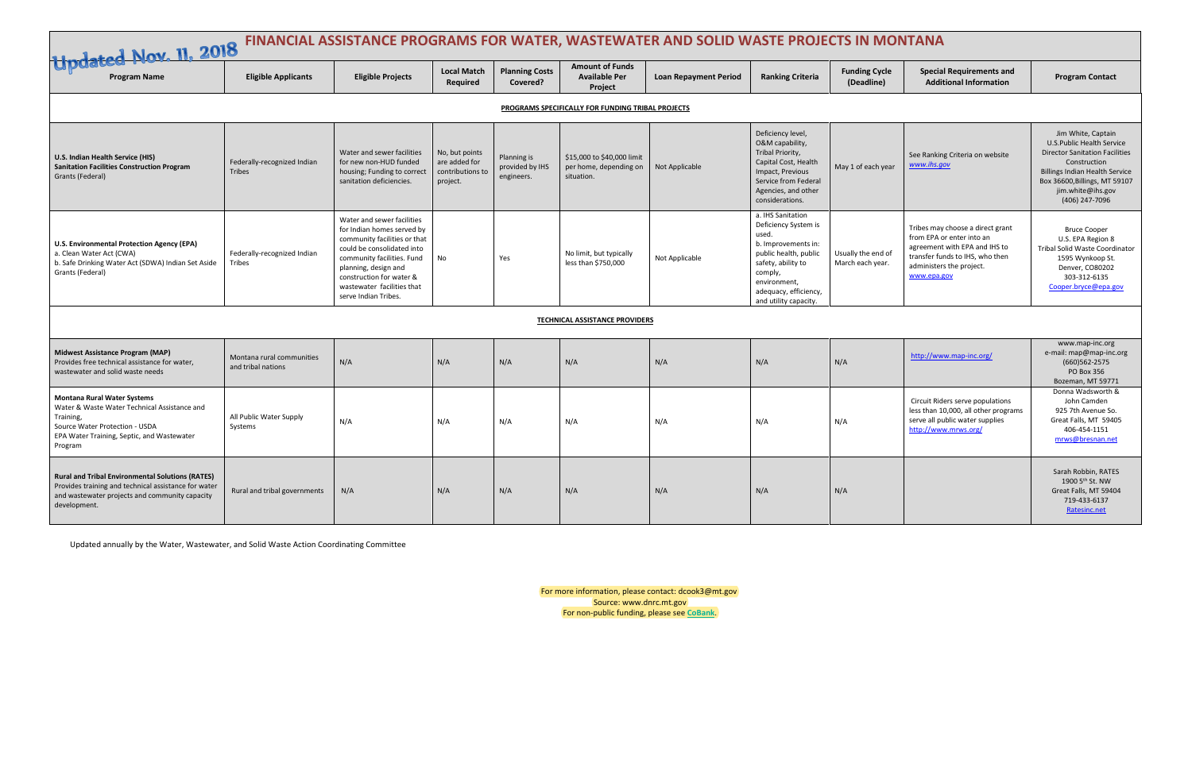Updated Nov. 11, 2018

# FINANCIAL ASSISTANCE PROGRAMS FOR WATER, WASTEWATER AND SOLID WASTE PROJECTS IN MONTANA

| Program Name | Eligible Applicants | Eligible Projects | Local Match Required | Planning Costs Covered? | Amount of Funds Available Per Project | Loan Repayment Period | Ranking Criteria | Funding Cycle (Deadline) | Special Requirements and Additional Information | Program Contact |
|---|---|---|---|---|---|---|---|---|---|---|
| **PROGRAMS SPECIFICALLY FOR FUNDING TRIBAL PROJECTS** | | | | | | | | | | |
| **U.S. Indian Health Service (HIS)** **Sanitation Facilities Construction Program** Grants (Federal) | Federally-recognized Indian Tribes | Water and sewer facilities for new non-HUD funded housing; Funding to correct sanitation deficiencies. | No, but points are added for contributions to project. | Planning is provided by IHS engineers. | $15,000 to $40,000 limit per home, depending on situation. | Not Applicable | Deficiency level, O&M capability, Tribal Priority, Capital Cost, Health Impact, Previous Service from Federal Agencies, and other considerations. | May 1 of each year | See Ranking Criteria on website *www.ihs.gov* | Jim White, Captain U.S.Public Health Service Director Sanitation Facilities Construction Billings Indian Health Service Box 36600,Billings, MT 59107 jim.white@ihs.gov (406) 247-7096 |
| **U.S. Environmental Protection Agency (EPA)** a. Clean Water Act (CWA) b. Safe Drinking Water Act (SDWA) Indian Set Aside Grants (Federal) | Federally-recognized Indian Tribes | Water and sewer facilities for Indian homes served by community facilities or that could be consolidated into community facilities. Fund planning, design and construction for water & wastewater facilities that serve Indian Tribes. | No | Yes | No limit, but typically less than $750,000 | Not Applicable | a. IHS Sanitation Deficiency System is used. b. Improvements in: public health, public safety, ability to comply, environment, adequacy, efficiency, and utility capacity. | Usually the end of March each year. | Tribes may choose a direct grant from EPA or enter into an agreement with EPA and IHS to transfer funds to IHS, who then administers the project. www.epa.gov | Bruce Cooper U.S. EPA Region 8 Tribal Solid Waste Coordinator 1595 Wynkoop St. Denver, CO80202 303-312-6135 Cooper.bryce@epa.gov |
| **TECHNICAL ASSISTANCE PROVIDERS** | | | | | | | | | | |
| **Midwest Assistance Program (MAP)** Provides free technical assistance for water, wastewater and solid waste needs | Montana rural communities and tribal nations | N/A | N/A | N/A | N/A | N/A | N/A | N/A | http://www.map-inc.org/ | www.map-inc.org e-mail: map@map-inc.org (660)562-2575 PO Box 356 Bozeman, MT 59771 |
| **Montana Rural Water Systems** Water & Waste Water Technical Assistance and Training, Source Water Protection - USDA EPA Water Training, Septic, and Wastewater Program | All Public Water Supply Systems | N/A | N/A | N/A | N/A | N/A | N/A | N/A | Circuit Riders serve populations less than 10,000, all other programs serve all public water supplies http://www.mrws.org/ | Donna Wadsworth & John Camden 925 7th Avenue So. Great Falls, MT 59405 406-454-1151 mrws@bresnan.net |
| **Rural and Tribal Environmental Solutions (RATES)** Provides training and technical assistance for water and wastewater projects and community capacity development. | Rural and tribal governments | N/A | N/A | N/A | N/A | N/A | N/A | N/A | | Sarah Robbin, RATES 1900 5th St. NW Great Falls, MT 59404 719-433-6137 Ratesinc.net |

Updated annually by the Water, Wastewater, and Solid Waste Action Coordinating Committee

For more information, please contact: dcook3@mt.gov
Source: www.dnrc.mt.gov
For non-public funding, please see CoBank.